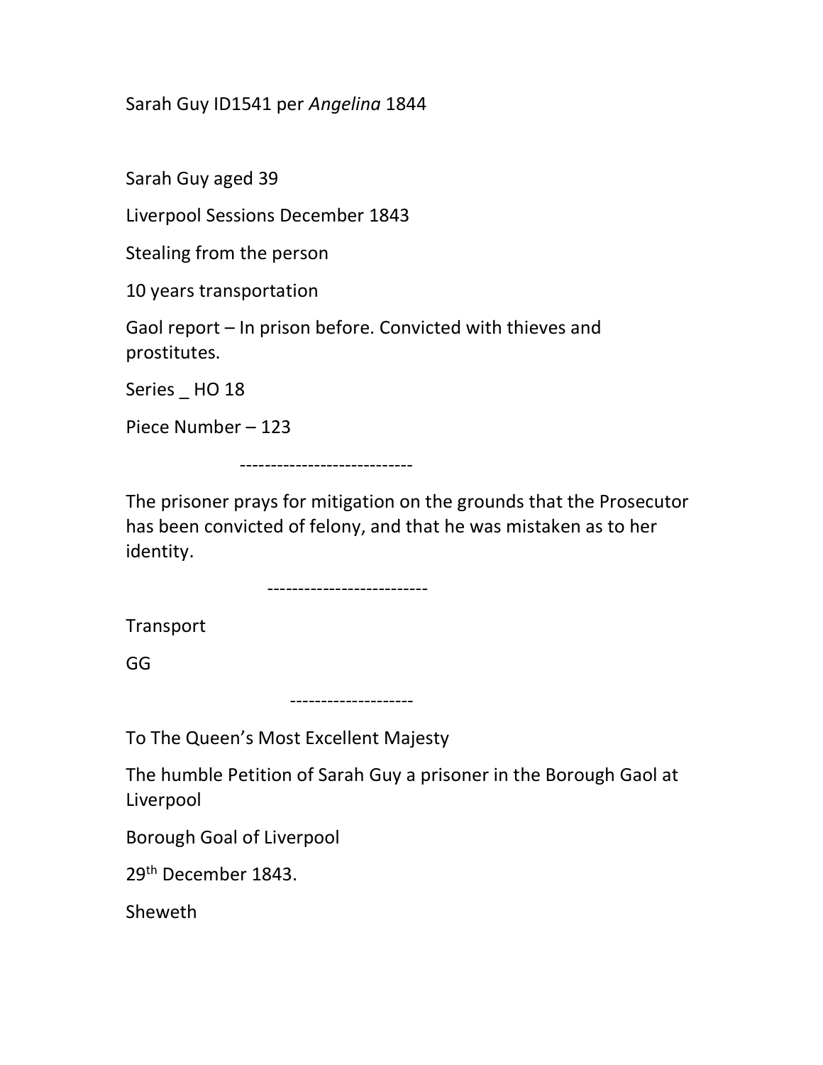Sarah Guy ID1541 per *Angelina* 1844

Sarah Guy aged 39

Liverpool Sessions December 1843

Stealing from the person

10 years transportation

Gaol report – In prison before. Convicted with thieves and prostitutes.

Series _ HO 18

Piece Number – 123

---------------------------

The prisoner prays for mitigation on the grounds that the Prosecutor has been convicted of felony, and that he was mistaken as to her identity.

-------------------------

Transport

GG

-------------------

To The Queen's Most Excellent Majesty

The humble Petition of Sarah Guy a prisoner in the Borough Gaol at Liverpool

Borough Goal of Liverpool

29th December 1843.

Sheweth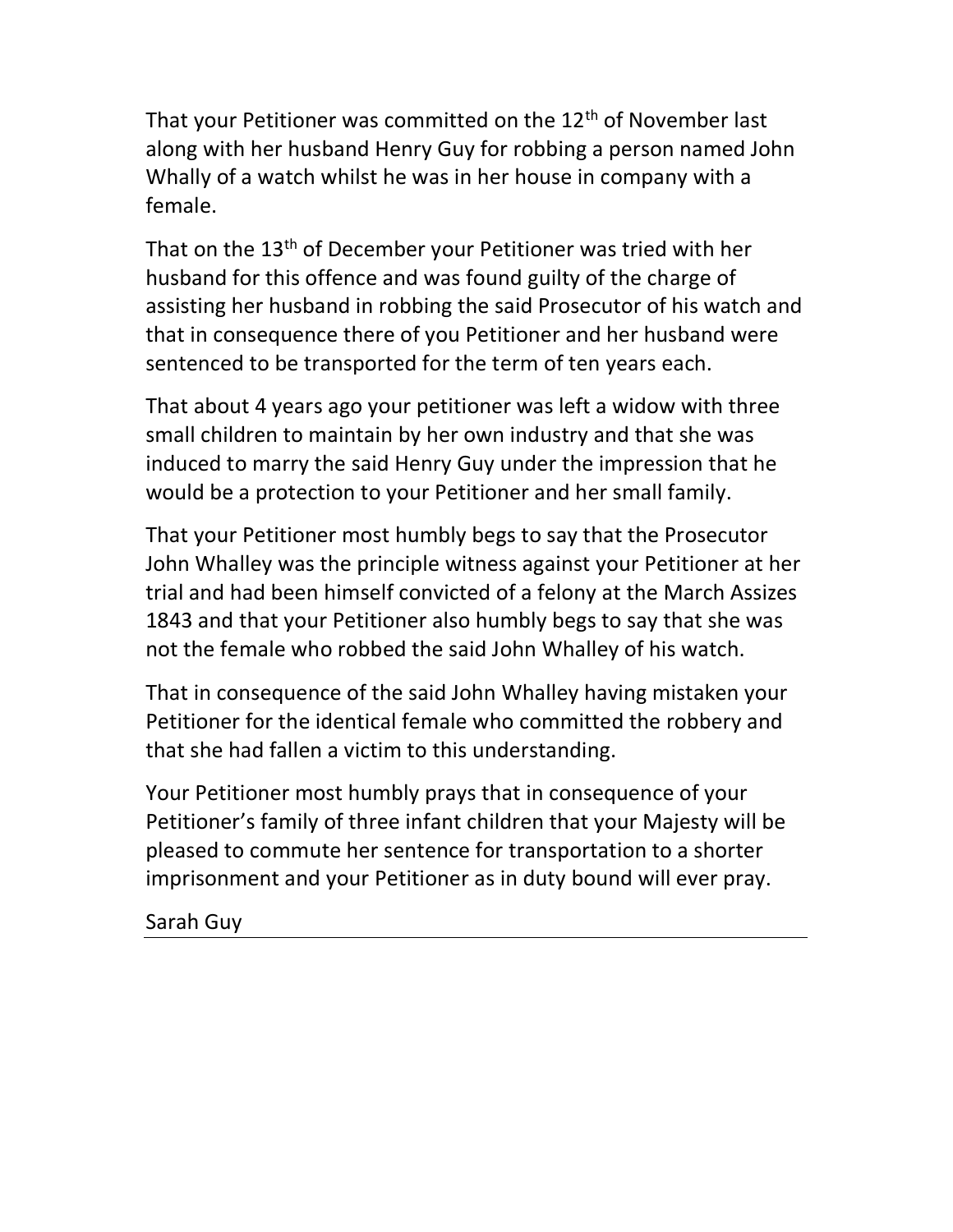That your Petitioner was committed on the 12th of November last along with her husband Henry Guy for robbing a person named John Whally of a watch whilst he was in her house in company with a female.

That on the 13th of December your Petitioner was tried with her husband for this offence and was found guilty of the charge of assisting her husband in robbing the said Prosecutor of his watch and that in consequence there of you Petitioner and her husband were sentenced to be transported for the term of ten years each.

That about 4 years ago your petitioner was left a widow with three small children to maintain by her own industry and that she was induced to marry the said Henry Guy under the impression that he would be a protection to your Petitioner and her small family.

That your Petitioner most humbly begs to say that the Prosecutor John Whalley was the principle witness against your Petitioner at her trial and had been himself convicted of a felony at the March Assizes 1843 and that your Petitioner also humbly begs to say that she was not the female who robbed the said John Whalley of his watch.

That in consequence of the said John Whalley having mistaken your Petitioner for the identical female who committed the robbery and that she had fallen a victim to this understanding.

Your Petitioner most humbly prays that in consequence of your Petitioner's family of three infant children that your Majesty will be pleased to commute her sentence for transportation to a shorter imprisonment and your Petitioner as in duty bound will ever pray.

Sarah Guy